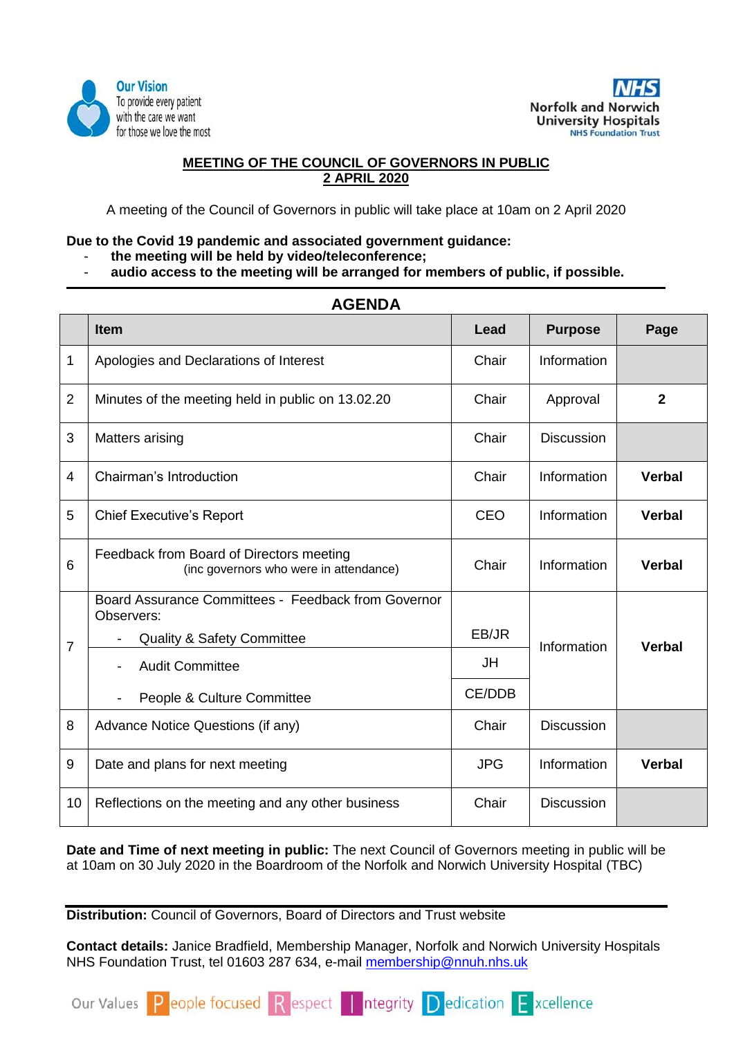**Our Vision**
To provide every patient with the care we want for those we love the most

**NHS**
**Norfolk and Norwich University Hospitals**
**NHS Foundation Trust**

# MEETING OF THE COUNCIL OF GOVERNORS IN PUBLIC
## 2 APRIL 2020

A meeting of the Council of Governors in public will take place at 10am on 2 April 2020

**Due to the Covid 19 pandemic and associated government guidance:**
- **the meeting will be held by video/teleconference;**
- **audio access to the meeting will be arranged for members of public, if possible.**

## AGENDA

| | Item | Lead | Purpose | Page |
|---|---|---|---|---|
| 1 | Apologies and Declarations of Interest | Chair | Information | |
| 2 | Minutes of the meeting held in public on 13.02.20 | Chair | Approval | **2** |
| 3 | Matters arising | Chair | Discussion | |
| 4 | Chairman's Introduction | Chair | Information | **Verbal** |
| 5 | Chief Executive's Report | CEO | Information | **Verbal** |
| 6 | Feedback from Board of Directors meeting (inc governors who were in attendance) | Chair | Information | **Verbal** |
| 7 | Board Assurance Committees - Feedback from Governor Observers: - Quality & Safety Committee | EB/JR | Information | **Verbal** |
| | - Audit Committee | JH | | |
| | - People & Culture Committee | CE/DDB | | |
| 8 | Advance Notice Questions (if any) | Chair | Discussion | |
| 9 | Date and plans for next meeting | JPG | Information | **Verbal** |
| 10 | Reflections on the meeting and any other business | Chair | Discussion | |

**Date and Time of next meeting in public:** The next Council of Governors meeting in public will be at 10am on 30 July 2020 in the Boardroom of the Norfolk and Norwich University Hospital (TBC)

**Distribution:** Council of Governors, Board of Directors and Trust website

**Contact details:** Janice Bradfield, Membership Manager, Norfolk and Norwich University Hospitals NHS Foundation Trust, tel 01603 287 634, e-mail membership@nnuh.nhs.uk

Our Values People focused Respect Integrity Dedication Excellence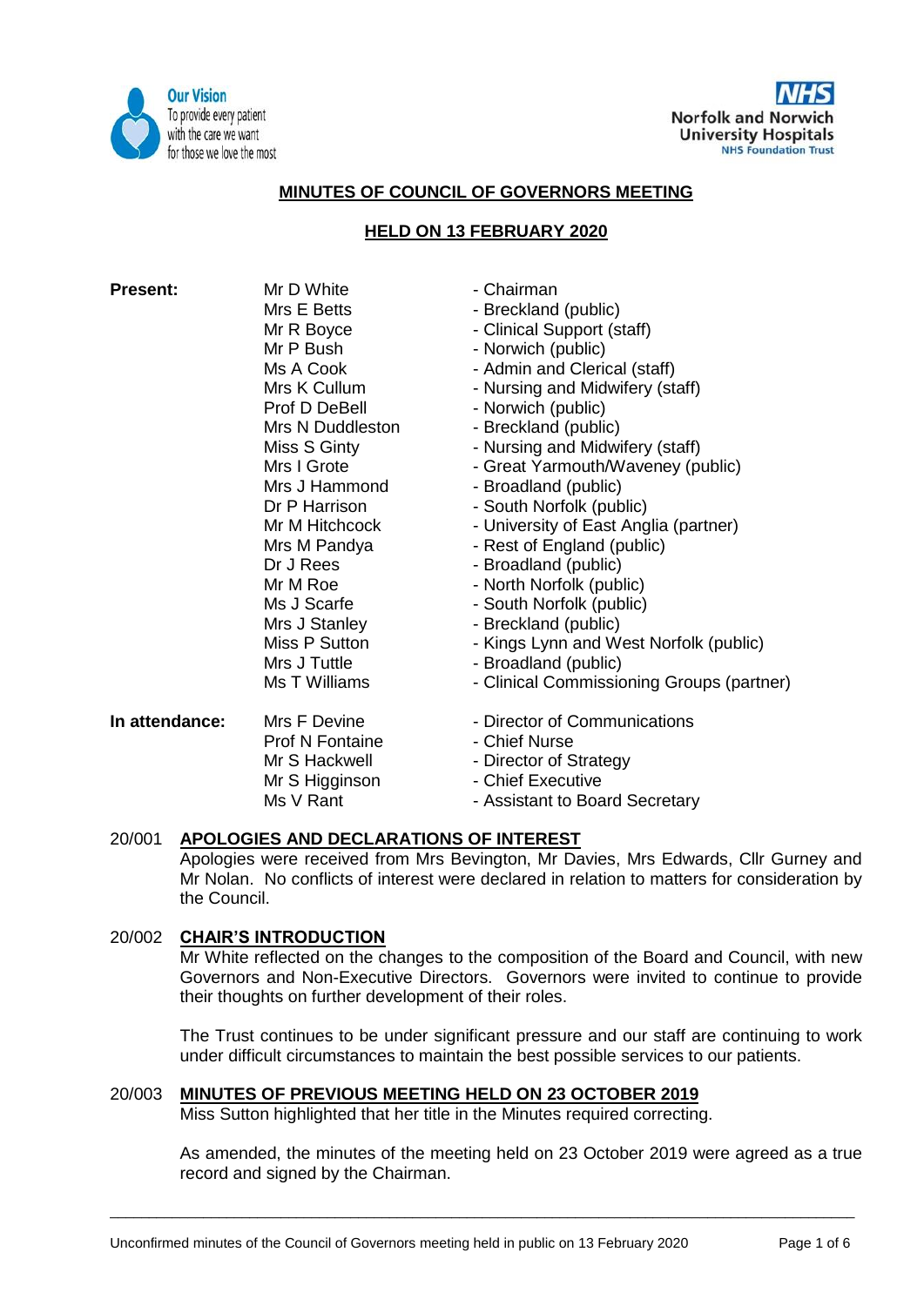## MINUTES OF COUNCIL OF GOVERNORS MEETING

## HELD ON 13 FEBRUARY 2020

| | | |
|---|---|---|
| **Present:** | Mr D White | - Chairman |
| | Mrs E Betts | - Breckland (public) |
| | Mr R Boyce | - Clinical Support (staff) |
| | Mr P Bush | - Norwich (public) |
| | Ms A Cook | - Admin and Clerical (staff) |
| | Mrs K Cullum | - Nursing and Midwifery (staff) |
| | Prof D DeBell | - Norwich (public) |
| | Mrs N Duddleston | - Breckland (public) |
| | Miss S Ginty | - Nursing and Midwifery (staff) |
| | Mrs I Grote | - Great Yarmouth/Waveney (public) |
| | Mrs J Hammond | - Broadland (public) |
| | Dr P Harrison | - South Norfolk (public) |
| | Mr M Hitchcock | - University of East Anglia (partner) |
| | Mrs M Pandya | - Rest of England (public) |
| | Dr J Rees | - Broadland (public) |
| | Mr M Roe | - North Norfolk (public) |
| | Ms J Scarfe | - South Norfolk (public) |
| | Mrs J Stanley | - Breckland (public) |
| | Miss P Sutton | - Kings Lynn and West Norfolk (public) |
| | Mrs J Tuttle | - Broadland (public) |
| | Ms T Williams | - Clinical Commissioning Groups (partner) |
| **In attendance:** | Mrs F Devine | - Director of Communications |
| | Prof N Fontaine | - Chief Nurse |
| | Mr S Hackwell | - Director of Strategy |
| | Mr S Higginson | - Chief Executive |
| | Ms V Rant | - Assistant to Board Secretary |

### 20/001 APOLOGIES AND DECLARATIONS OF INTEREST

Apologies were received from Mrs Bevington, Mr Davies, Mrs Edwards, Cllr Gurney and Mr Nolan. No conflicts of interest were declared in relation to matters for consideration by the Council.

### 20/002 CHAIR'S INTRODUCTION

Mr White reflected on the changes to the composition of the Board and Council, with new Governors and Non-Executive Directors. Governors were invited to continue to provide their thoughts on further development of their roles.

The Trust continues to be under significant pressure and our staff are continuing to work under difficult circumstances to maintain the best possible services to our patients.

### 20/003 MINUTES OF PREVIOUS MEETING HELD ON 23 OCTOBER 2019

Miss Sutton highlighted that her title in the Minutes required correcting.

As amended, the minutes of the meeting held on 23 October 2019 were agreed as a true record and signed by the Chairman.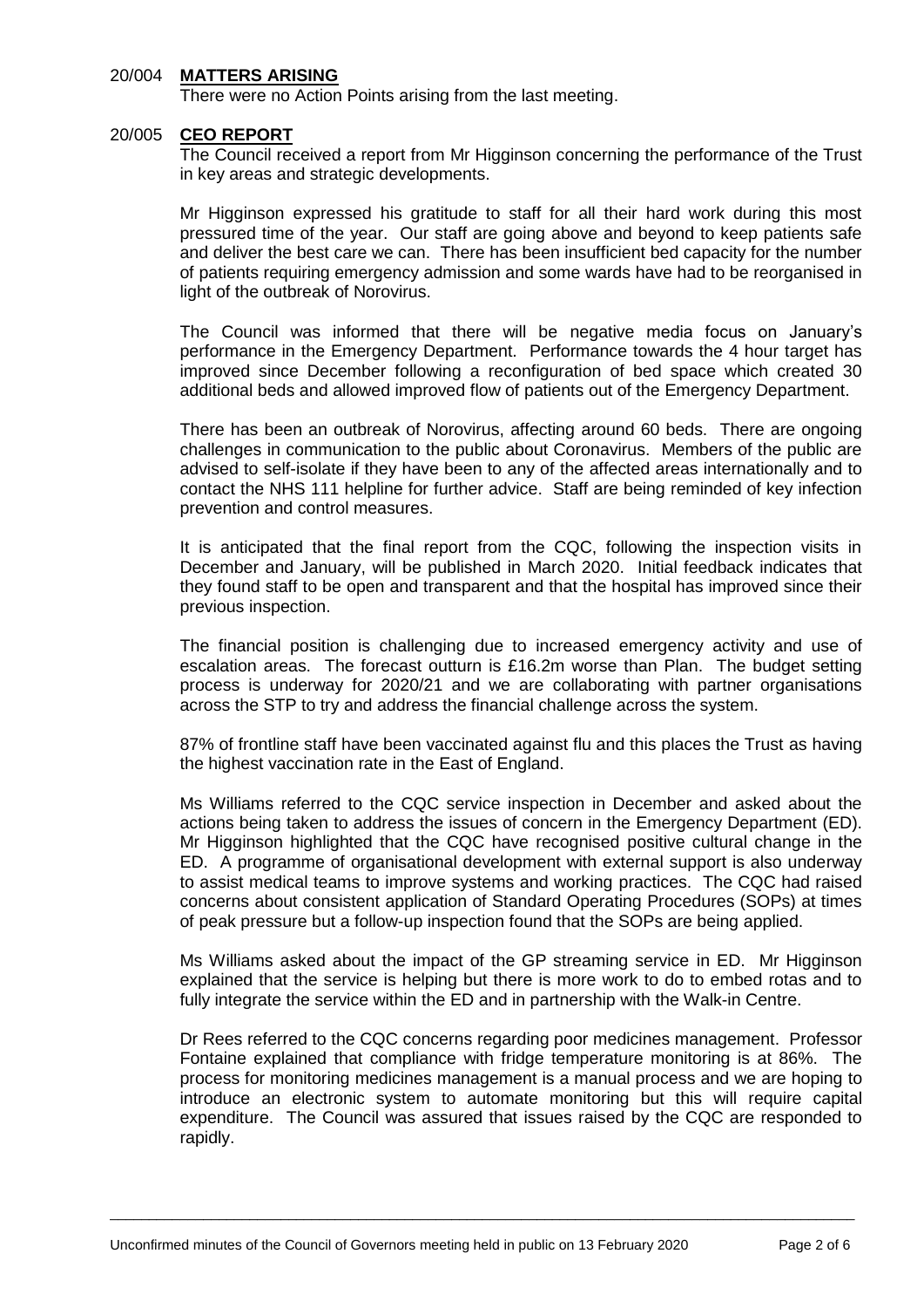## 20/004 **MATTERS ARISING**

There were no Action Points arising from the last meeting.

## 20/005 **CEO REPORT**

The Council received a report from Mr Higginson concerning the performance of the Trust in key areas and strategic developments.

Mr Higginson expressed his gratitude to staff for all their hard work during this most pressured time of the year. Our staff are going above and beyond to keep patients safe and deliver the best care we can. There has been insufficient bed capacity for the number of patients requiring emergency admission and some wards have had to be reorganised in light of the outbreak of Norovirus.

The Council was informed that there will be negative media focus on January's performance in the Emergency Department. Performance towards the 4 hour target has improved since December following a reconfiguration of bed space which created 30 additional beds and allowed improved flow of patients out of the Emergency Department.

There has been an outbreak of Norovirus, affecting around 60 beds. There are ongoing challenges in communication to the public about Coronavirus. Members of the public are advised to self-isolate if they have been to any of the affected areas internationally and to contact the NHS 111 helpline for further advice. Staff are being reminded of key infection prevention and control measures.

It is anticipated that the final report from the CQC, following the inspection visits in December and January, will be published in March 2020. Initial feedback indicates that they found staff to be open and transparent and that the hospital has improved since their previous inspection.

The financial position is challenging due to increased emergency activity and use of escalation areas. The forecast outturn is £16.2m worse than Plan. The budget setting process is underway for 2020/21 and we are collaborating with partner organisations across the STP to try and address the financial challenge across the system.

87% of frontline staff have been vaccinated against flu and this places the Trust as having the highest vaccination rate in the East of England.

Ms Williams referred to the CQC service inspection in December and asked about the actions being taken to address the issues of concern in the Emergency Department (ED). Mr Higginson highlighted that the CQC have recognised positive cultural change in the ED. A programme of organisational development with external support is also underway to assist medical teams to improve systems and working practices. The CQC had raised concerns about consistent application of Standard Operating Procedures (SOPs) at times of peak pressure but a follow-up inspection found that the SOPs are being applied.

Ms Williams asked about the impact of the GP streaming service in ED. Mr Higginson explained that the service is helping but there is more work to do to embed rotas and to fully integrate the service within the ED and in partnership with the Walk-in Centre.

Dr Rees referred to the CQC concerns regarding poor medicines management. Professor Fontaine explained that compliance with fridge temperature monitoring is at 86%. The process for monitoring medicines management is a manual process and we are hoping to introduce an electronic system to automate monitoring but this will require capital expenditure. The Council was assured that issues raised by the CQC are responded to rapidly.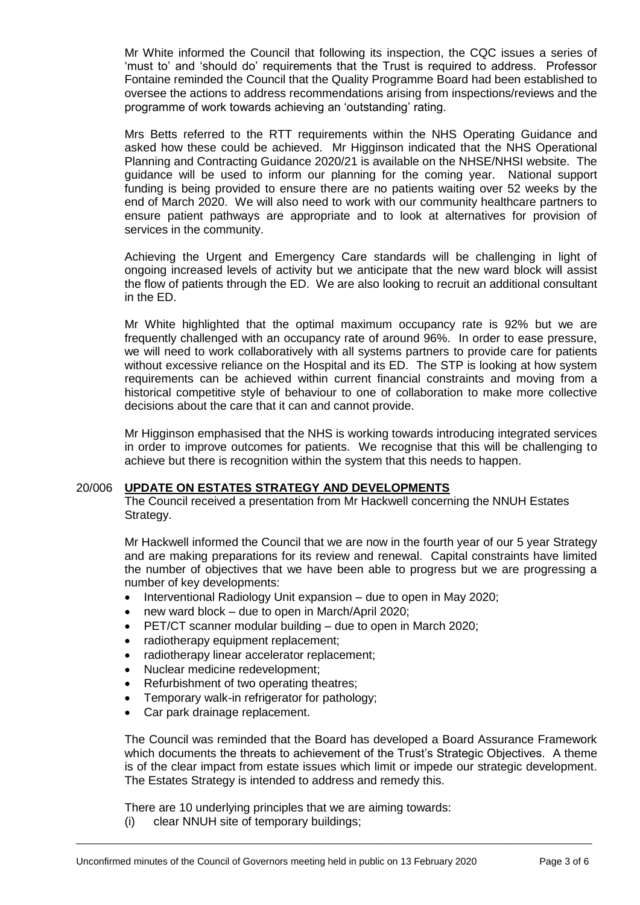Mr White informed the Council that following its inspection, the CQC issues a series of 'must to' and 'should do' requirements that the Trust is required to address. Professor Fontaine reminded the Council that the Quality Programme Board had been established to oversee the actions to address recommendations arising from inspections/reviews and the programme of work towards achieving an 'outstanding' rating.

Mrs Betts referred to the RTT requirements within the NHS Operating Guidance and asked how these could be achieved. Mr Higginson indicated that the NHS Operational Planning and Contracting Guidance 2020/21 is available on the NHSE/NHSI website. The guidance will be used to inform our planning for the coming year. National support funding is being provided to ensure there are no patients waiting over 52 weeks by the end of March 2020. We will also need to work with our community healthcare partners to ensure patient pathways are appropriate and to look at alternatives for provision of services in the community.

Achieving the Urgent and Emergency Care standards will be challenging in light of ongoing increased levels of activity but we anticipate that the new ward block will assist the flow of patients through the ED. We are also looking to recruit an additional consultant in the ED.

Mr White highlighted that the optimal maximum occupancy rate is 92% but we are frequently challenged with an occupancy rate of around 96%. In order to ease pressure, we will need to work collaboratively with all systems partners to provide care for patients without excessive reliance on the Hospital and its ED. The STP is looking at how system requirements can be achieved within current financial constraints and moving from a historical competitive style of behaviour to one of collaboration to make more collective decisions about the care that it can and cannot provide.

Mr Higginson emphasised that the NHS is working towards introducing integrated services in order to improve outcomes for patients. We recognise that this will be challenging to achieve but there is recognition within the system that this needs to happen.

20/006 **UPDATE ON ESTATES STRATEGY AND DEVELOPMENTS**

The Council received a presentation from Mr Hackwell concerning the NNUH Estates Strategy.

Mr Hackwell informed the Council that we are now in the fourth year of our 5 year Strategy and are making preparations for its review and renewal. Capital constraints have limited the number of objectives that we have been able to progress but we are progressing a number of key developments:

- Interventional Radiology Unit expansion – due to open in May 2020;
- new ward block – due to open in March/April 2020;
- PET/CT scanner modular building – due to open in March 2020;
- radiotherapy equipment replacement;
- radiotherapy linear accelerator replacement;
- Nuclear medicine redevelopment;
- Refurbishment of two operating theatres;
- Temporary walk-in refrigerator for pathology;
- Car park drainage replacement.

The Council was reminded that the Board has developed a Board Assurance Framework which documents the threats to achievement of the Trust's Strategic Objectives. A theme is of the clear impact from estate issues which limit or impede our strategic development. The Estates Strategy is intended to address and remedy this.

There are 10 underlying principles that we are aiming towards:

(i) clear NNUH site of temporary buildings;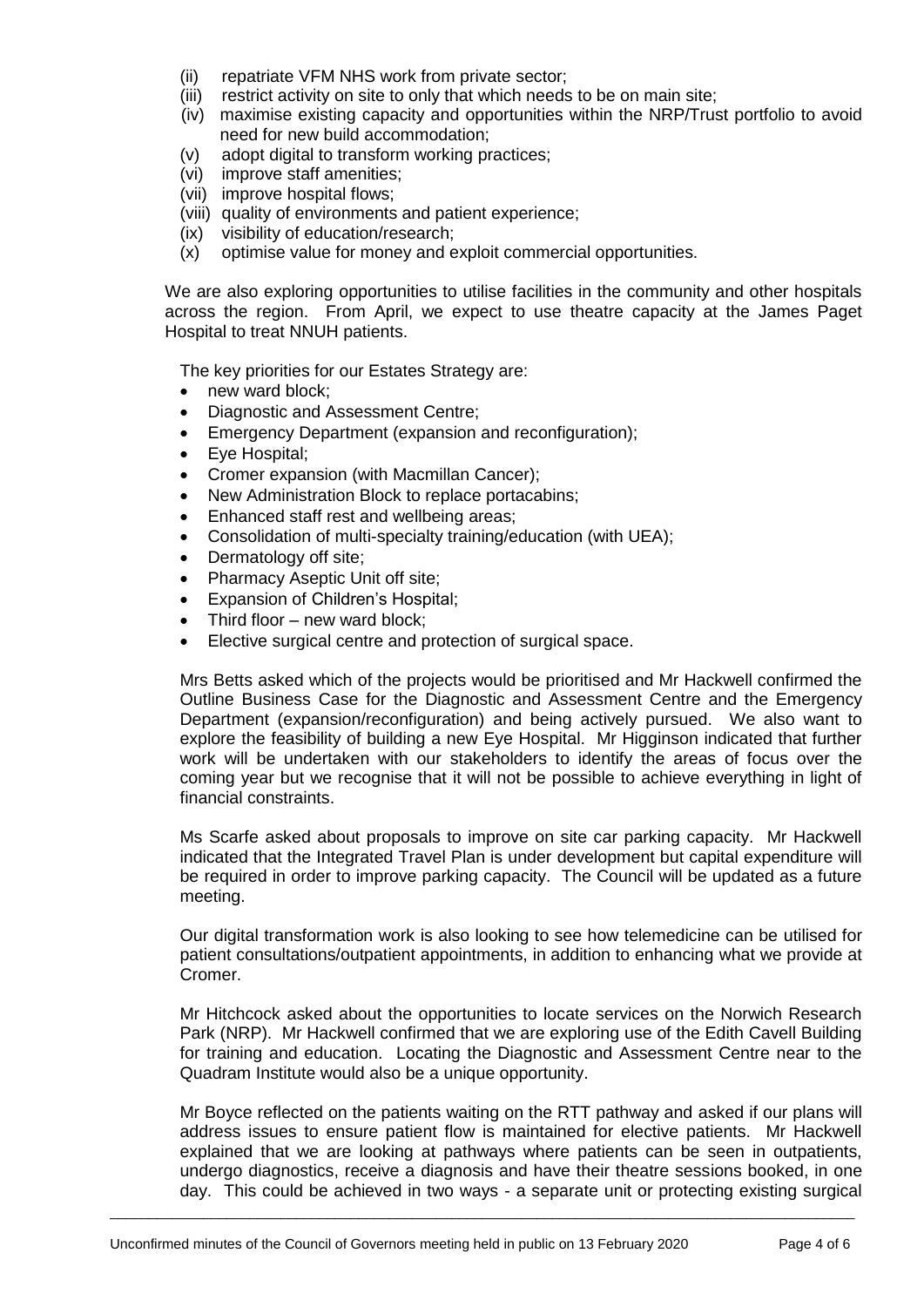(ii) repatriate VFM NHS work from private sector;
(iii) restrict activity on site to only that which needs to be on main site;
(iv) maximise existing capacity and opportunities within the NRP/Trust portfolio to avoid need for new build accommodation;
(v) adopt digital to transform working practices;
(vi) improve staff amenities;
(vii) improve hospital flows;
(viii) quality of environments and patient experience;
(ix) visibility of education/research;
(x) optimise value for money and exploit commercial opportunities.

We are also exploring opportunities to utilise facilities in the community and other hospitals across the region. From April, we expect to use theatre capacity at the James Paget Hospital to treat NNUH patients.

The key priorities for our Estates Strategy are:

- new ward block;
- Diagnostic and Assessment Centre;
- Emergency Department (expansion and reconfiguration);
- Eye Hospital;
- Cromer expansion (with Macmillan Cancer);
- New Administration Block to replace portacabins;
- Enhanced staff rest and wellbeing areas;
- Consolidation of multi-specialty training/education (with UEA);
- Dermatology off site;
- Pharmacy Aseptic Unit off site;
- Expansion of Children's Hospital;
- Third floor – new ward block;
- Elective surgical centre and protection of surgical space.

Mrs Betts asked which of the projects would be prioritised and Mr Hackwell confirmed the Outline Business Case for the Diagnostic and Assessment Centre and the Emergency Department (expansion/reconfiguration) and being actively pursued. We also want to explore the feasibility of building a new Eye Hospital. Mr Higginson indicated that further work will be undertaken with our stakeholders to identify the areas of focus over the coming year but we recognise that it will not be possible to achieve everything in light of financial constraints.

Ms Scarfe asked about proposals to improve on site car parking capacity. Mr Hackwell indicated that the Integrated Travel Plan is under development but capital expenditure will be required in order to improve parking capacity. The Council will be updated as a future meeting.

Our digital transformation work is also looking to see how telemedicine can be utilised for patient consultations/outpatient appointments, in addition to enhancing what we provide at Cromer.

Mr Hitchcock asked about the opportunities to locate services on the Norwich Research Park (NRP). Mr Hackwell confirmed that we are exploring use of the Edith Cavell Building for training and education. Locating the Diagnostic and Assessment Centre near to the Quadram Institute would also be a unique opportunity.

Mr Boyce reflected on the patients waiting on the RTT pathway and asked if our plans will address issues to ensure patient flow is maintained for elective patients. Mr Hackwell explained that we are looking at pathways where patients can be seen in outpatients, undergo diagnostics, receive a diagnosis and have their theatre sessions booked, in one day. This could be achieved in two ways - a separate unit or protecting existing surgical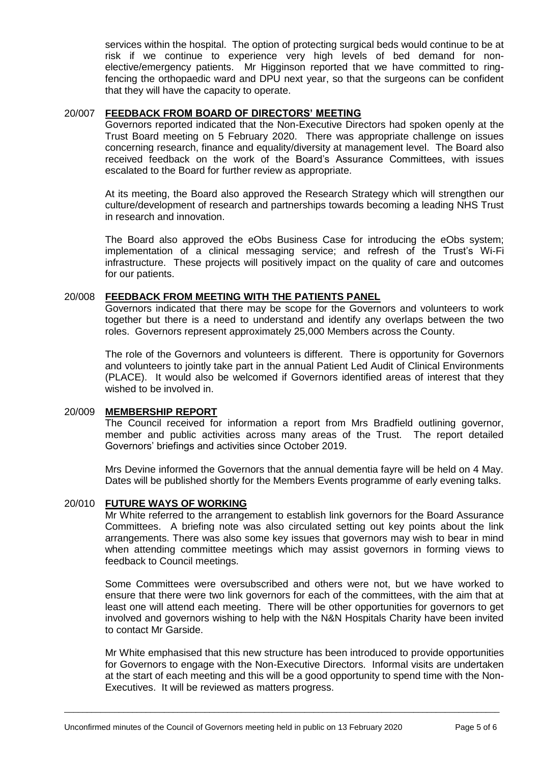services within the hospital. The option of protecting surgical beds would continue to be at risk if we continue to experience very high levels of bed demand for non-elective/emergency patients. Mr Higginson reported that we have committed to ring-fencing the orthopaedic ward and DPU next year, so that the surgeons can be confident that they will have the capacity to operate.

## 20/007 FEEDBACK FROM BOARD OF DIRECTORS' MEETING

Governors reported indicated that the Non-Executive Directors had spoken openly at the Trust Board meeting on 5 February 2020. There was appropriate challenge on issues concerning research, finance and equality/diversity at management level. The Board also received feedback on the work of the Board's Assurance Committees, with issues escalated to the Board for further review as appropriate.

At its meeting, the Board also approved the Research Strategy which will strengthen our culture/development of research and partnerships towards becoming a leading NHS Trust in research and innovation.

The Board also approved the eObs Business Case for introducing the eObs system; implementation of a clinical messaging service; and refresh of the Trust's Wi-Fi infrastructure. These projects will positively impact on the quality of care and outcomes for our patients.

## 20/008 FEEDBACK FROM MEETING WITH THE PATIENTS PANEL

Governors indicated that there may be scope for the Governors and volunteers to work together but there is a need to understand and identify any overlaps between the two roles. Governors represent approximately 25,000 Members across the County.

The role of the Governors and volunteers is different. There is opportunity for Governors and volunteers to jointly take part in the annual Patient Led Audit of Clinical Environments (PLACE). It would also be welcomed if Governors identified areas of interest that they wished to be involved in.

## 20/009 MEMBERSHIP REPORT

The Council received for information a report from Mrs Bradfield outlining governor, member and public activities across many areas of the Trust. The report detailed Governors' briefings and activities since October 2019.

Mrs Devine informed the Governors that the annual dementia fayre will be held on 4 May. Dates will be published shortly for the Members Events programme of early evening talks.

## 20/010 FUTURE WAYS OF WORKING

Mr White referred to the arrangement to establish link governors for the Board Assurance Committees. A briefing note was also circulated setting out key points about the link arrangements. There was also some key issues that governors may wish to bear in mind when attending committee meetings which may assist governors in forming views to feedback to Council meetings.

Some Committees were oversubscribed and others were not, but we have worked to ensure that there were two link governors for each of the committees, with the aim that at least one will attend each meeting. There will be other opportunities for governors to get involved and governors wishing to help with the N&N Hospitals Charity have been invited to contact Mr Garside.

Mr White emphasised that this new structure has been introduced to provide opportunities for Governors to engage with the Non-Executive Directors. Informal visits are undertaken at the start of each meeting and this will be a good opportunity to spend time with the Non-Executives. It will be reviewed as matters progress.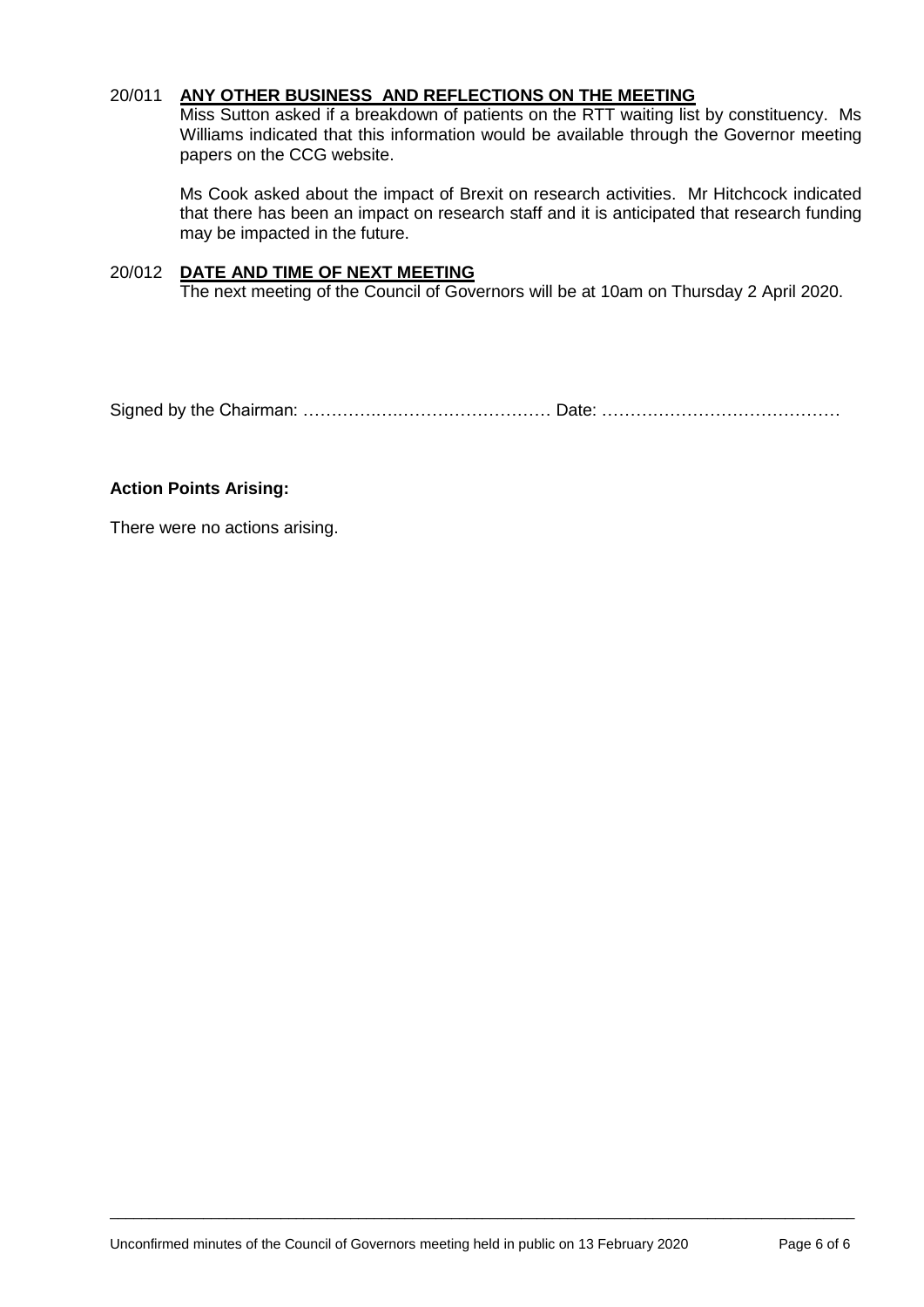20/011 **ANY OTHER BUSINESS AND REFLECTIONS ON THE MEETING**

Miss Sutton asked if a breakdown of patients on the RTT waiting list by constituency. Ms Williams indicated that this information would be available through the Governor meeting papers on the CCG website.

Ms Cook asked about the impact of Brexit on research activities. Mr Hitchcock indicated that there has been an impact on research staff and it is anticipated that research funding may be impacted in the future.

20/012 **DATE AND TIME OF NEXT MEETING**

The next meeting of the Council of Governors will be at 10am on Thursday 2 April 2020.

Signed by the Chairman: ……………………………………… Date: ……………………………………

**Action Points Arising:**

There were no actions arising.